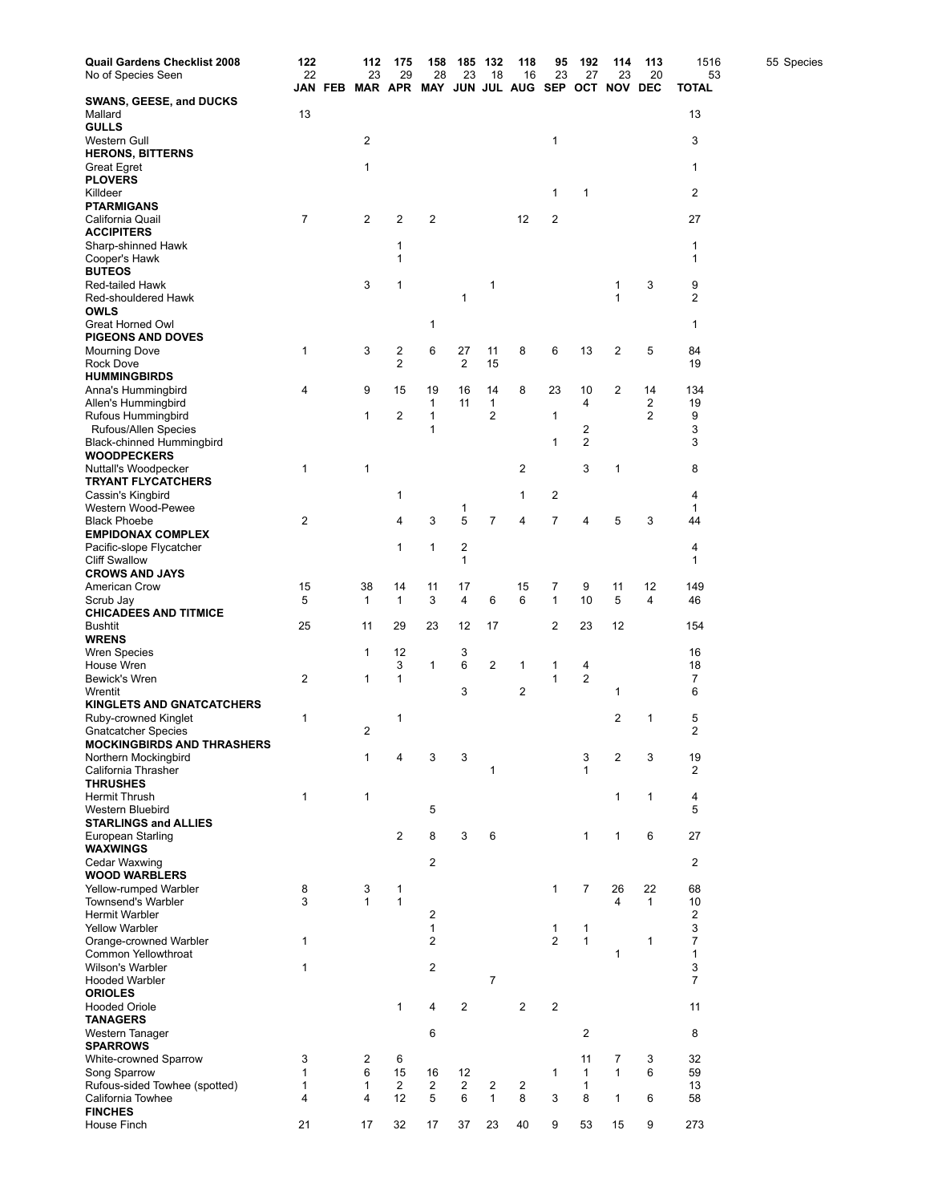| Quail Gardens Checklist 2008 | 122 | | 112 | 175 | 158 | 185 | 132 | 118 | 95 | 192 | 114 | 113 | 1516 | 55 Species |
|---|---|---|---|---|---|---|---|---|---|---|---|---|---|---|
| No of Species Seen | 22 | | 23 | 29 | 28 | 23 | 18 | 16 | 23 | 27 | 23 | 20 | 53 | |
| | JAN | FEB | MAR | APR | MAY | JUN | JUL | AUG | SEP | OCT | NOV | DEC | TOTAL | |
| **SWANS, GEESE, and DUCKS** | | | | | | | | | | | | | | |
| Mallard | 13 | | | | | | | | | | | | 13 | |
| **GULLS** | | | | | | | | | | | | | | |
| Western Gull | | | 2 | | | | | | 1 | | | | 3 | |
| **HERONS, BITTERNS** | | | | | | | | | | | | | | |
| Great Egret | | | 1 | | | | | | | | | | 1 | |
| **PLOVERS** | | | | | | | | | | | | | | |
| Killdeer | | | | | | | | | 1 | 1 | | | 2 | |
| **PTARMIGANS** | | | | | | | | | | | | | | |
| California Quail | 7 | | 2 | 2 | 2 | | | 12 | 2 | | | | 27 | |
| **ACCIPITERS** | | | | | | | | | | | | | | |
| Sharp-shinned Hawk | | | | 1 | | | | | | | | | 1 | |
| Cooper's Hawk | | | | 1 | | | | | | | | | 1 | |
| **BUTEOS** | | | | | | | | | | | | | | |
| Red-tailed Hawk | | | 3 | 1 | | | 1 | | | | 1 | 3 | 9 | |
| Red-shouldered Hawk | | | | | | 1 | | | | | 1 | | 2 | |
| **OWLS** | | | | | | | | | | | | | | |
| Great Horned Owl | | | | | 1 | | | | | | | | 1 | |
| **PIGEONS AND DOVES** | | | | | | | | | | | | | | |
| Mourning Dove | 1 | | 3 | 2 | 6 | 27 | 11 | 8 | 6 | 13 | 2 | 5 | 84 | |
| Rock Dove | | | | 2 | | 2 | 15 | | | | | | 19 | |
| **HUMMINGBIRDS** | | | | | | | | | | | | | | |
| Anna's Hummingbird | 4 | | 9 | 15 | 19 | 16 | 14 | 8 | 23 | 10 | 2 | 14 | 134 | |
| Allen's Hummingbird | | | | | 1 | 11 | 1 | | | 4 | | 2 | 19 | |
| Rufous Hummingbird | | | 1 | 2 | 1 | | 2 | | 1 | | | 2 | 9 | |
| Rufous/Allen Species | | | | | 1 | | | | | 2 | | | 3 | |
| Black-chinned Hummingbird | | | | | | | | | 1 | 2 | | | 3 | |
| **WOODPECKERS** | | | | | | | | | | | | | | |
| Nuttall's Woodpecker | 1 | | 1 | | | | | 2 | | 3 | 1 | | 8 | |
| **TRYANT FLYCATCHERS** | | | | | | | | | | | | | | |
| Cassin's Kingbird | | | | 1 | | | | 1 | 2 | | | | 4 | |
| Western Wood-Pewee | | | | | | 1 | | | | | | | 1 | |
| Black Phoebe | 2 | | | 4 | 3 | 5 | 7 | 4 | 7 | 4 | 5 | 3 | 44 | |
| **EMPIDONAX COMPLEX** | | | | | | | | | | | | | | |
| Pacific-slope Flycatcher | | | | 1 | 1 | 2 | | | | | | | 4 | |
| Cliff Swallow | | | | | | 1 | | | | | | | 1 | |
| **CROWS AND JAYS** | | | | | | | | | | | | | | |
| American Crow | 15 | | 38 | 14 | 11 | 17 | | 15 | 7 | 9 | 11 | 12 | 149 | |
| Scrub Jay | 5 | | 1 | 1 | 3 | 4 | 6 | 6 | 1 | 10 | 5 | 4 | 46 | |
| **CHICADEES AND TITMICE** | | | | | | | | | | | | | | |
| Bushtit | 25 | | 11 | 29 | 23 | 12 | 17 | | 2 | 23 | 12 | | 154 | |
| **WRENS** | | | | | | | | | | | | | | |
| Wren Species | | | 1 | 12 | | 3 | | | | | | | 16 | |
| House Wren | | | | 3 | 1 | 6 | 2 | 1 | 1 | 4 | | | 18 | |
| Bewick's Wren | 2 | | 1 | 1 | | | | | 1 | 2 | | | 7 | |
| Wrentit | | | | | | 3 | | 2 | | | 1 | | 6 | |
| **KINGLETS AND GNATCATCHERS** | | | | | | | | | | | | | | |
| Ruby-crowned Kinglet | 1 | | | 1 | | | | | | | 2 | 1 | 5 | |
| Gnatcatcher Species | | | 2 | | | | | | | | | | 2 | |
| **MOCKINGBIRDS AND THRASHERS** | | | | | | | | | | | | | | |
| Northern Mockingbird | | | 1 | 4 | 3 | 3 | | | | 3 | 2 | 3 | 19 | |
| California Thrasher | | | | | | | 1 | | | 1 | | | 2 | |
| **THRUSHES** | | | | | | | | | | | | | | |
| Hermit Thrush | 1 | | 1 | | | | | | | | 1 | 1 | 4 | |
| Western Bluebird | | | | | 5 | | | | | | | | 5 | |
| **STARLINGS and ALLIES** | | | | | | | | | | | | | | |
| European Starling | | | | 2 | 8 | 3 | 6 | | | 1 | 1 | 6 | 27 | |
| **WAXWINGS** | | | | | | | | | | | | | | |
| Cedar Waxwing | | | | | 2 | | | | | | | | 2 | |
| **WOOD WARBLERS** | | | | | | | | | | | | | | |
| Yellow-rumped Warbler | 8 | | 3 | 1 | | | | | 1 | 7 | 26 | 22 | 68 | |
| Townsend's Warbler | 3 | | 1 | 1 | | | | | | | 4 | 1 | 10 | |
| Hermit Warbler | | | | | 2 | | | | | | | | 2 | |
| Yellow Warbler | | | | | 1 | | | | 1 | 1 | | | 3 | |
| Orange-crowned Warbler | 1 | | | | 2 | | | | 2 | 1 | | 1 | 7 | |
| Common Yellowthroat | | | | | | | | | | | 1 | | 1 | |
| Wilson's Warbler | 1 | | | | 2 | | | | | | | | 3 | |
| Hooded Warbler | | | | | | | 7 | | | | | | 7 | |
| **ORIOLES** | | | | | | | | | | | | | | |
| Hooded Oriole | | | | 1 | 4 | 2 | | 2 | 2 | | | | 11 | |
| **TANAGERS** | | | | | | | | | | | | | | |
| Western Tanager | | | | | 6 | | | | | 2 | | | 8 | |
| **SPARROWS** | | | | | | | | | | | | | | |
| White-crowned Sparrow | 3 | | 2 | 6 | | | | | | 11 | 7 | 3 | 32 | |
| Song Sparrow | 1 | | 6 | 15 | 16 | 12 | | | 1 | 1 | 1 | 6 | 59 | |
| Rufous-sided Towhee (spotted) | 1 | | 1 | 2 | 2 | 2 | 2 | 2 | | 1 | | | 13 | |
| California Towhee | 4 | | 4 | 12 | 5 | 6 | 1 | 8 | 3 | 8 | 1 | 6 | 58 | |
| **FINCHES** | | | | | | | | | | | | | | |
| House Finch | 21 | | 17 | 32 | 17 | 37 | 23 | 40 | 9 | 53 | 15 | 9 | 273 | |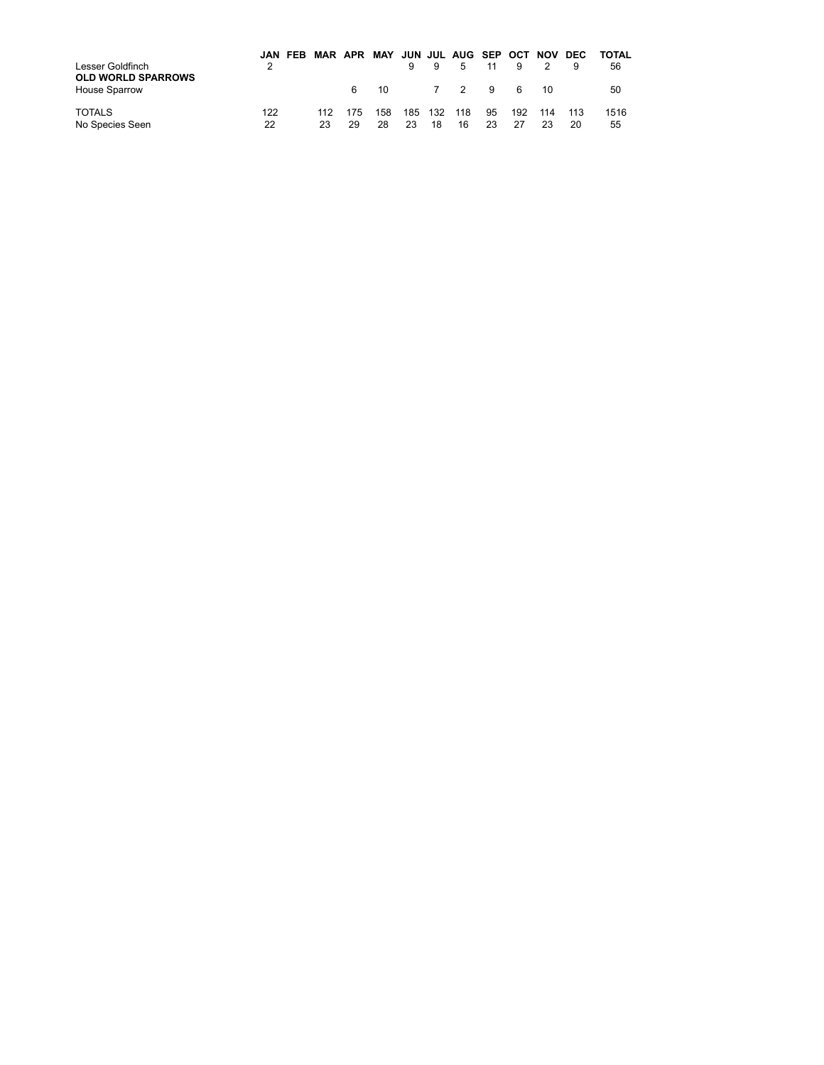| | JAN | FEB | MAR | APR | MAY | JUN | JUL | AUG | SEP | OCT | NOV | DEC | TOTAL |
|---|---|---|---|---|---|---|---|---|---|---|---|---|---|
| Lesser Goldfinch | 2 | | | | | 9 | 9 | 5 | 11 | 9 | 2 | 9 | 56 |
| **OLD WORLD SPARROWS** | | | | | | | | | | | | | |
| House Sparrow | | | | 6 | 10 | | 7 | 2 | 9 | 6 | 10 | | 50 |
| TOTALS | 122 | | 112 | 175 | 158 | 185 | 132 | 118 | 95 | 192 | 114 | 113 | 1516 |
| No Species Seen | 22 | | 23 | 29 | 28 | 23 | 18 | 16 | 23 | 27 | 23 | 20 | 55 |